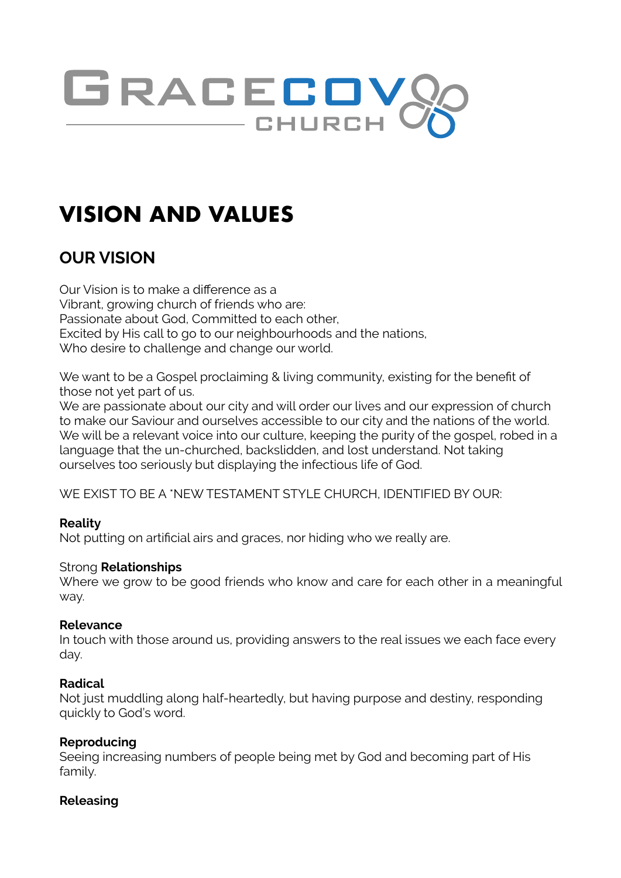# GRACECOV CHURCH

# VISION AND VALUES

## OUR VISION

Our Vision is to make a difference as a
Vibrant, growing church of friends who are:
Passionate about God, Committed to each other,
Excited by His call to go to our neighbourhoods and the nations,
Who desire to challenge and change our world.

We want to be a Gospel proclaiming & living community, existing for the benefit of those not yet part of us.
We are passionate about our city and will order our lives and our expression of church to make our Saviour and ourselves accessible to our city and the nations of the world.
We will be a relevant voice into our culture, keeping the purity of the gospel, robed in a language that the un-churched, backslidden, and lost understand. Not taking ourselves too seriously but displaying the infectious life of God.

WE EXIST TO BE A *NEW TESTAMENT STYLE CHURCH, IDENTIFIED BY OUR:

**Reality**
Not putting on artificial airs and graces, nor hiding who we really are.

Strong **Relationships**
Where we grow to be good friends who know and care for each other in a meaningful way.

**Relevance**
In touch with those around us, providing answers to the real issues we each face every day.

**Radical**
Not just muddling along half-heartedly, but having purpose and destiny, responding quickly to God's word.

**Reproducing**
Seeing increasing numbers of people being met by God and becoming part of His family.

**Releasing**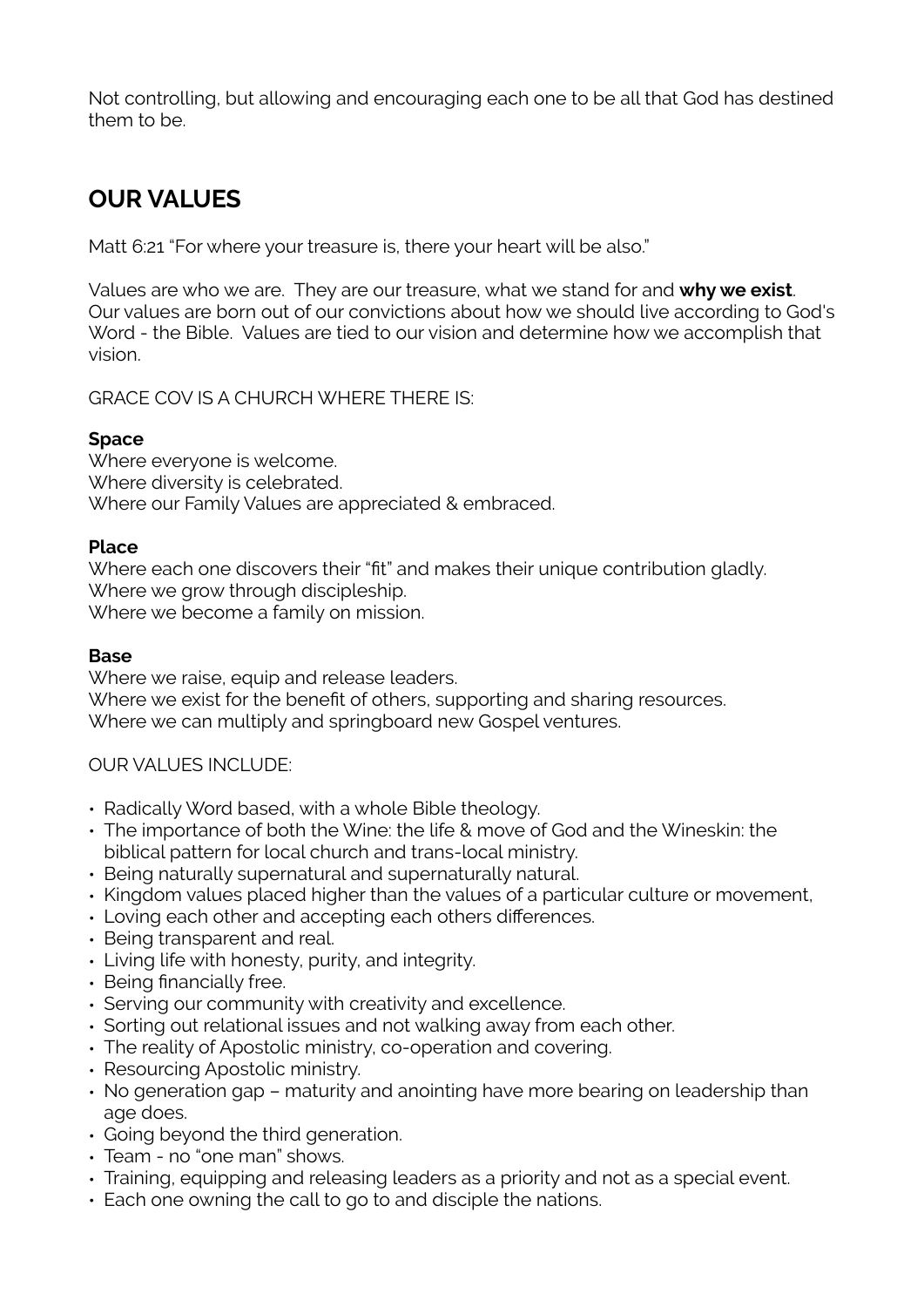Not controlling, but allowing and encouraging each one to be all that God has destined them to be.

## OUR VALUES

Matt 6:21 "For where your treasure is, there your heart will be also."

Values are who we are. They are our treasure, what we stand for and **why we exist**. Our values are born out of our convictions about how we should live according to God's Word - the Bible. Values are tied to our vision and determine how we accomplish that vision.

GRACE COV IS A CHURCH WHERE THERE IS:

**Space**
Where everyone is welcome.
Where diversity is celebrated.
Where our Family Values are appreciated & embraced.

**Place**
Where each one discovers their "fit" and makes their unique contribution gladly.
Where we grow through discipleship.
Where we become a family on mission.

**Base**
Where we raise, equip and release leaders.
Where we exist for the benefit of others, supporting and sharing resources.
Where we can multiply and springboard new Gospel ventures.

OUR VALUES INCLUDE:

- Radically Word based, with a whole Bible theology.
- The importance of both the Wine: the life & move of God and the Wineskin: the biblical pattern for local church and trans-local ministry.
- Being naturally supernatural and supernaturally natural.
- Kingdom values placed higher than the values of a particular culture or movement,
- Loving each other and accepting each others differences.
- Being transparent and real.
- Living life with honesty, purity, and integrity.
- Being financially free.
- Serving our community with creativity and excellence.
- Sorting out relational issues and not walking away from each other.
- The reality of Apostolic ministry, co-operation and covering.
- Resourcing Apostolic ministry.
- No generation gap – maturity and anointing have more bearing on leadership than age does.
- Going beyond the third generation.
- Team - no "one man" shows.
- Training, equipping and releasing leaders as a priority and not as a special event.
- Each one owning the call to go to and disciple the nations.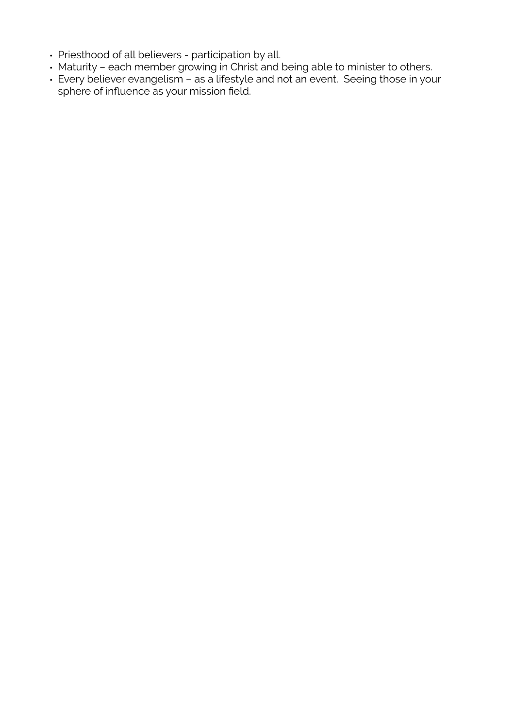- Priesthood of all believers - participation by all.
- Maturity – each member growing in Christ and being able to minister to others.
- Every believer evangelism – as a lifestyle and not an event.  Seeing those in your sphere of influence as your mission field.